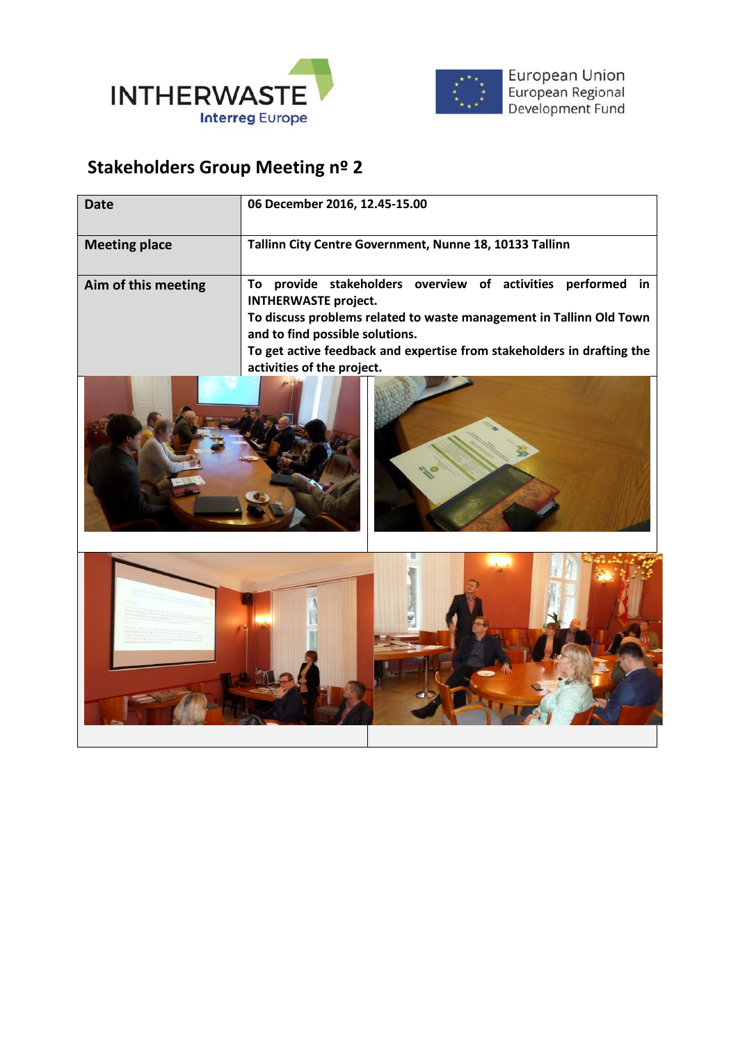## Stakeholders Group Meeting nº 2

| Date | 06 December 2016, 12.45-15.00 |
|---|---|
| Meeting place | Tallinn City Centre Government, Nunne 18, 10133 Tallinn |
| Aim of this meeting | To provide stakeholders overview of activities performed in INTHERWASTE project.<br>To discuss problems related to waste management in Tallinn Old Town and to find possible solutions.<br>To get active feedback and expertise from stakeholders in drafting the activities of the project. |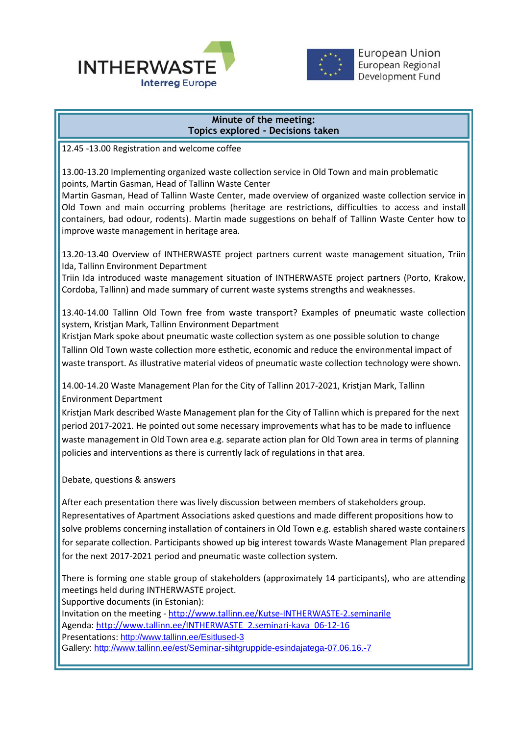INTHERWASTE
Interreg Europe

European Union
European Regional
Development Fund

**Minute of the meeting:**
**Topics explored - Decisions taken**

12.45 -13.00 Registration and welcome coffee

13.00-13.20 Implementing organized waste collection service in Old Town and main problematic points, Martin Gasman, Head of Tallinn Waste Center
Martin Gasman, Head of Tallinn Waste Center, made overview of organized waste collection service in Old Town and main occurring problems (heritage are restrictions, difficulties to access and install containers, bad odour, rodents). Martin made suggestions on behalf of Tallinn Waste Center how to improve waste management in heritage area.

13.20-13.40 Overview of INTHERWASTE project partners current waste management situation, Triin Ida, Tallinn Environment Department
Triin Ida introduced waste management situation of INTHERWASTE project partners (Porto, Krakow, Cordoba, Tallinn) and made summary of current waste systems strengths and weaknesses.

13.40-14.00 Tallinn Old Town free from waste transport? Examples of pneumatic waste collection system, Kristjan Mark, Tallinn Environment Department
Kristjan Mark spoke about pneumatic waste collection system as one possible solution to change Tallinn Old Town waste collection more esthetic, economic and reduce the environmental impact of waste transport. As illustrative material videos of pneumatic waste collection technology were shown.

14.00-14.20 Waste Management Plan for the City of Tallinn 2017-2021, Kristjan Mark, Tallinn Environment Department
Kristjan Mark described Waste Management plan for the City of Tallinn which is prepared for the next period 2017-2021. He pointed out some necessary improvements what has to be made to influence waste management in Old Town area e.g. separate action plan for Old Town area in terms of planning policies and interventions as there is currently lack of regulations in that area.

Debate, questions & answers

After each presentation there was lively discussion between members of stakeholders group. Representatives of Apartment Associations asked questions and made different propositions how to solve problems concerning installation of containers in Old Town e.g. establish shared waste containers for separate collection. Participants showed up big interest towards Waste Management Plan prepared for the next 2017-2021 period and pneumatic waste collection system.

There is forming one stable group of stakeholders (approximately 14 participants), who are attending meetings held during INTHERWASTE project.
Supportive documents (in Estonian):
Invitation on the meeting - http://www.tallinn.ee/Kutse-INTHERWASTE-2.seminarile
Agenda: http://www.tallinn.ee/INTHERWASTE_2.seminari-kava_06-12-16
Presentations: http://www.tallinn.ee/Esitlused-3
Gallery: http://www.tallinn.ee/est/Seminar-sihtgruppide-esindajatega-07.06.16.-7